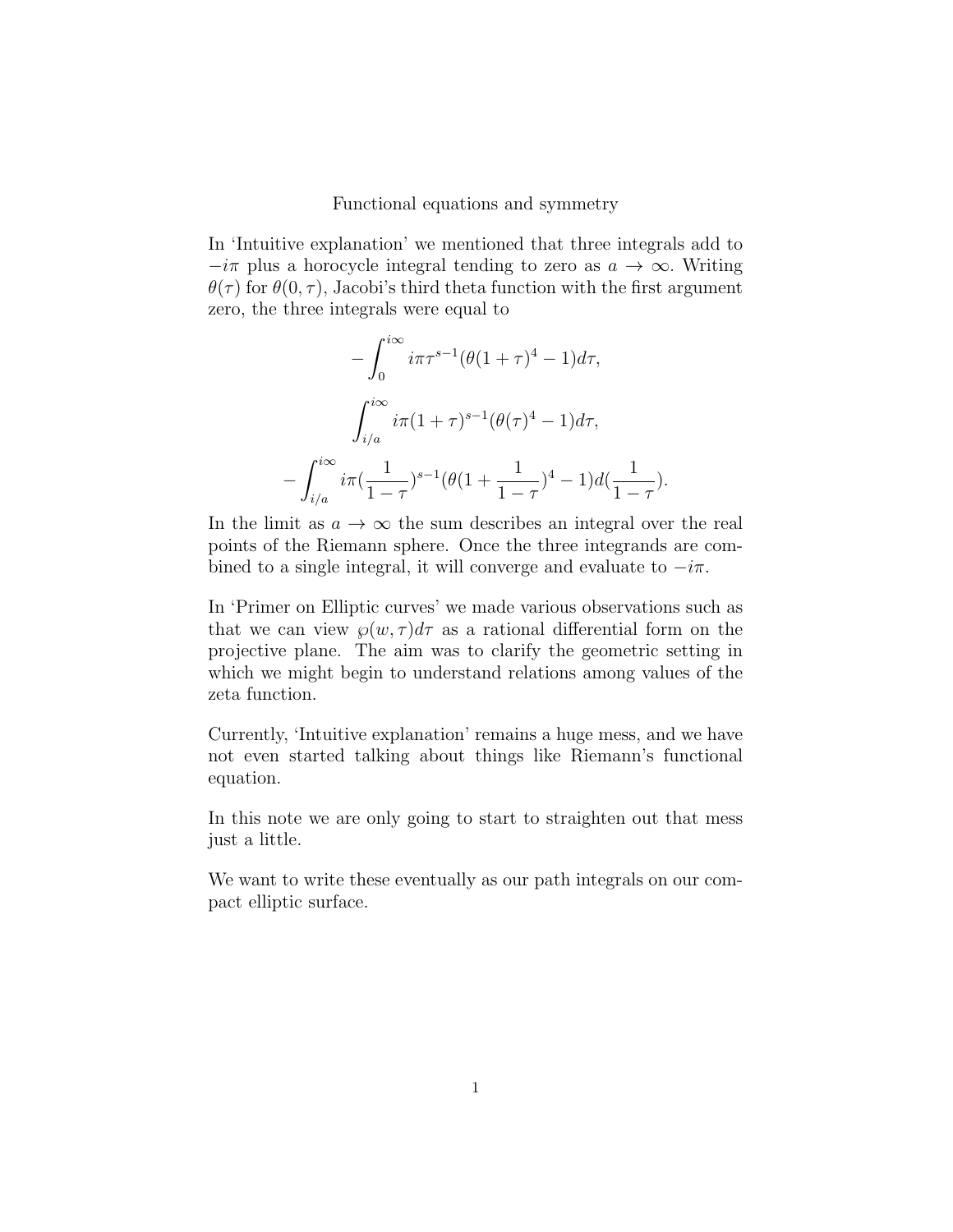# Functional equations and symmetry

In 'Intuitive explanation' we mentioned that three integrals add to $-i\pi$ plus a horocycle integral tending to zero as $a \to \infty$. Writing $\theta(\tau)$ for $\theta(0, \tau)$, Jacobi's third theta function with the first argument zero, the three integrals were equal to

$$-\int_0^{i\infty} i\pi\tau^{s-1}(\theta(1+\tau)^4 - 1)d\tau,$$

$$\int_{i/a}^{i\infty} i\pi(1+\tau)^{s-1}(\theta(\tau)^4 - 1)d\tau,$$

$$-\int_{i/a}^{i\infty} i\pi(\frac{1}{1-\tau})^{s-1}(\theta(1+\frac{1}{1-\tau})^4 - 1)d(\frac{1}{1-\tau}).$$

In the limit as $a \to \infty$ the sum describes an integral over the real points of the Riemann sphere. Once the three integrands are combined to a single integral, it will converge and evaluate to $-i\pi$.

In 'Primer on Elliptic curves' we made various observations such as that we can view $\wp(w, \tau)d\tau$ as a rational differential form on the projective plane. The aim was to clarify the geometric setting in which we might begin to understand relations among values of the zeta function.

Currently, 'Intuitive explanation' remains a huge mess, and we have not even started talking about things like Riemann's functional equation.

In this note we are only going to start to straighten out that mess just a little.

We want to write these eventually as our path integrals on our compact elliptic surface.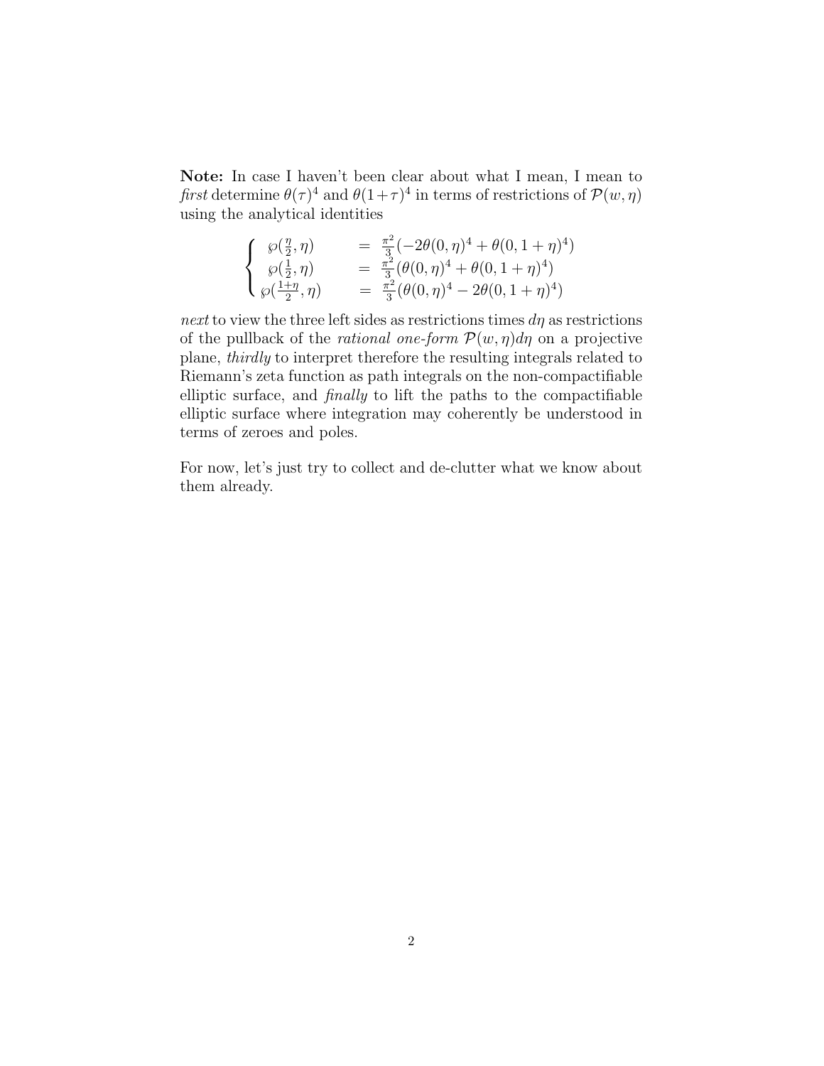**Note:** In case I haven't been clear about what I mean, I mean to *first* determine $\theta(\tau)^4$ and $\theta(1+\tau)^4$ in terms of restrictions of $\mathcal{P}(w,\eta)$ using the analytical identities

$$
\begin{cases}
\wp(\frac{\eta}{2},\eta) & = \frac{\pi^2}{3}(-2\theta(0,\eta)^4 + \theta(0,1+\eta)^4) \\
\wp(\frac{1}{2},\eta) & = \frac{\pi^2}{3}(\theta(0,\eta)^4 + \theta(0,1+\eta)^4) \\
\wp(\frac{1+\eta}{2},\eta) & = \frac{\pi^2}{3}(\theta(0,\eta)^4 - 2\theta(0,1+\eta)^4)
\end{cases}
$$

*next* to view the three left sides as restrictions times $d\eta$ as restrictions of the pullback of the *rational one-form* $\mathcal{P}(w,\eta)d\eta$ on a projective plane, *thirdly* to interpret therefore the resulting integrals related to Riemann's zeta function as path integrals on the non-compactifiable elliptic surface, and *finally* to lift the paths to the compactifiable elliptic surface where integration may coherently be understood in terms of zeroes and poles.

For now, let's just try to collect and de-clutter what we know about them already.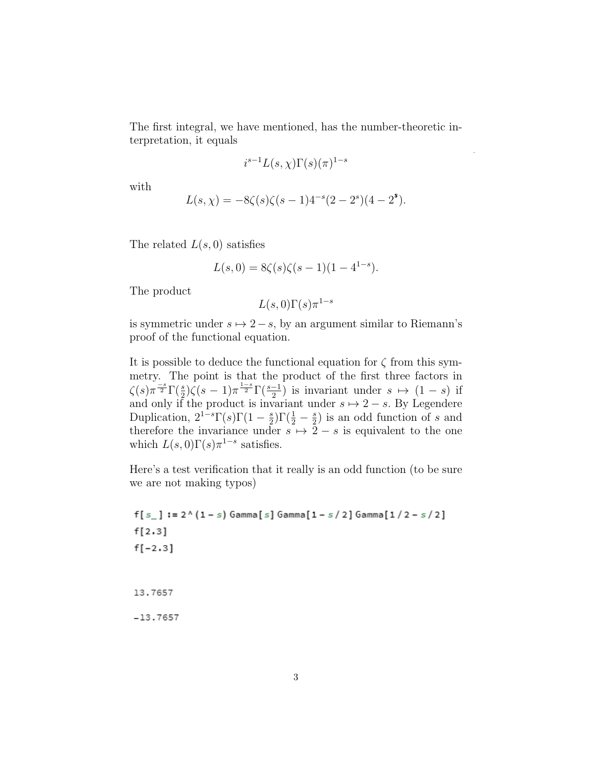The first integral, we have mentioned, has the number-theoretic interpretation, it equals

$$i^{s-1}L(s,\chi)\Gamma(s)(\pi)^{1-s}$$

with

$$L(s,\chi) = -8\zeta(s)\zeta(s-1)4^{-s}(2-2^s)(4-2^{\mathbf{s}}).$$

The related $L(s,0)$ satisfies

$$L(s,0) = 8\zeta(s)\zeta(s-1)(1-4^{1-s}).$$

The product

$$L(s,0)\Gamma(s)\pi^{1-s}$$

is symmetric under $s \mapsto 2-s$, by an argument similar to Riemann's proof of the functional equation.

It is possible to deduce the functional equation for $\zeta$ from this symmetry. The point is that the product of the first three factors in $\zeta(s)\pi^{\frac{-s}{2}}\Gamma(\frac{s}{2})\zeta(s-1)\pi^{\frac{1-s}{2}}\Gamma(\frac{s-1}{2})$ is invariant under $s \mapsto (1-s)$ if and only if the product is invariant under $s \mapsto 2-s$. By Legendere Duplication, $2^{1-s}\Gamma(s)\Gamma(1-\frac{s}{2})\Gamma(\frac{1}{2}-\frac{s}{2})$ is an odd function of $s$ and therefore the invariance under $s \mapsto 2-s$ is equivalent to the one which $L(s,0)\Gamma(s)\pi^{1-s}$ satisfies.

Here's a test verification that it really is an odd function (to be sure we are not making typos)

```
f[s_] := 2^(1 - s) Gamma[s] Gamma[1 - s/2] Gamma[1/2 - s/2]
f[2.3]
f[-2.3]


13.7657

-13.7657
```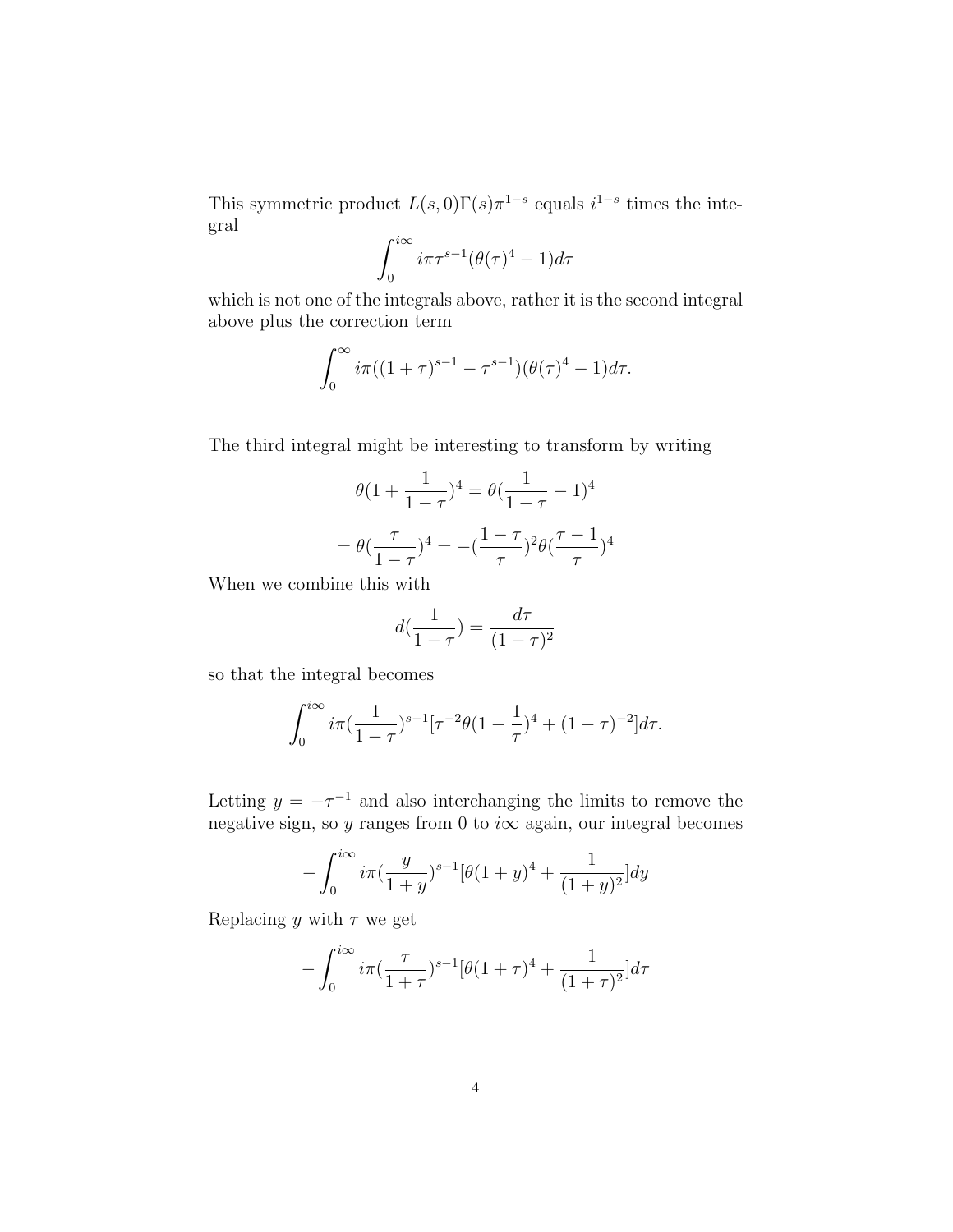This symmetric product $L(s,0)\Gamma(s)\pi^{1-s}$ equals $i^{1-s}$ times the integral

$$\int_0^{i\infty} i\pi\tau^{s-1}(\theta(\tau)^4 - 1)d\tau$$

which is not one of the integrals above, rather it is the second integral above plus the correction term

$$\int_0^{\infty} i\pi((1+\tau)^{s-1} - \tau^{s-1})(\theta(\tau)^4 - 1)d\tau.$$

The third integral might be interesting to transform by writing

$$\theta(1+\frac{1}{1-\tau})^4 = \theta(\frac{1}{1-\tau} - 1)^4$$

$$= \theta(\frac{\tau}{1-\tau})^4 = -(\frac{1-\tau}{\tau})^2\theta(\frac{\tau-1}{\tau})^4$$

When we combine this with

$$d(\frac{1}{1-\tau}) = \frac{d\tau}{(1-\tau)^2}$$

so that the integral becomes

$$\int_0^{i\infty} i\pi(\frac{1}{1-\tau})^{s-1}[\tau^{-2}\theta(1-\frac{1}{\tau})^4 + (1-\tau)^{-2}]d\tau.$$

Letting $y = -\tau^{-1}$ and also interchanging the limits to remove the negative sign, so $y$ ranges from 0 to $i\infty$ again, our integral becomes

$$-\int_0^{i\infty} i\pi(\frac{y}{1+y})^{s-1}[\theta(1+y)^4 + \frac{1}{(1+y)^2}]dy$$

Replacing $y$ with $\tau$ we get

$$-\int_0^{i\infty} i\pi(\frac{\tau}{1+\tau})^{s-1}[\theta(1+\tau)^4 + \frac{1}{(1+\tau)^2}]d\tau$$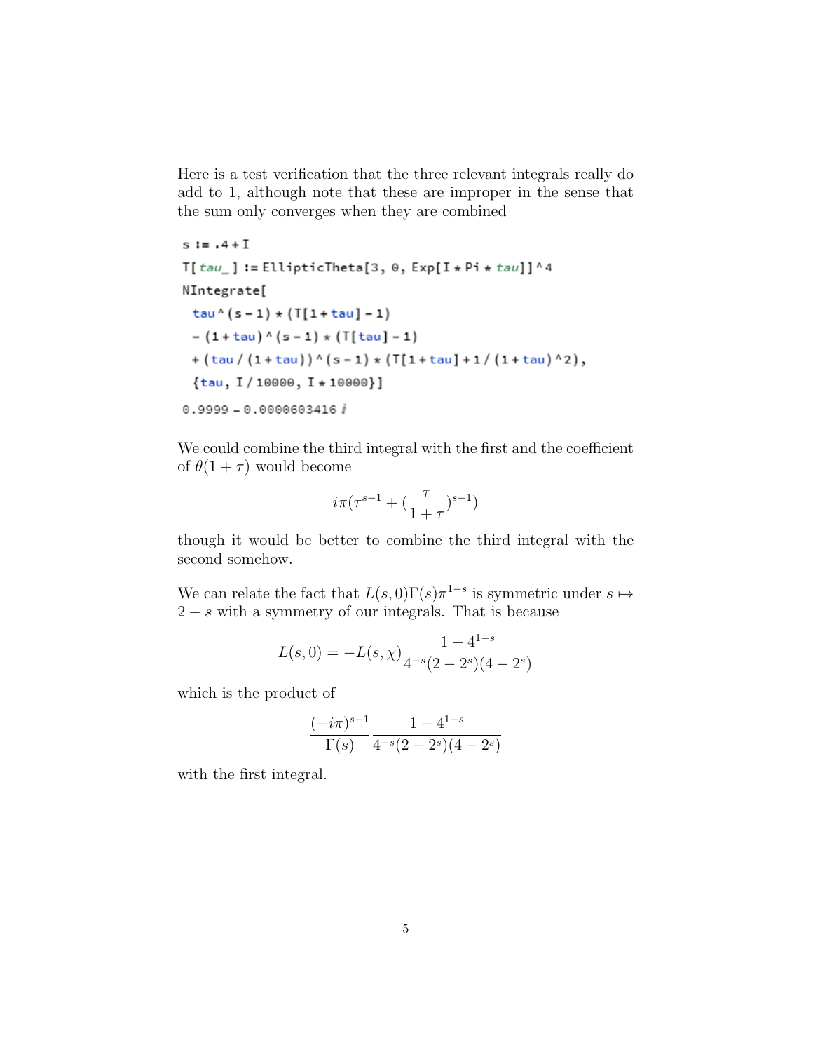Here is a test verification that the three relevant integrals really do add to 1, although note that these are improper in the sense that the sum only converges when they are combined

```
s := .4 + I
T[tau_] := EllipticTheta[3, 0, Exp[I * Pi * tau]] ^ 4
NIntegrate[
  tau ^ (s - 1) * (T[1 + tau] - 1)
  - (1 + tau) ^ (s - 1) * (T[tau] - 1)
  + (tau / (1 + tau)) ^ (s - 1) * (T[1 + tau] + 1 / (1 + tau) ^ 2),
  {tau, I / 10000, I * 10000}]
0.9999 - 0.0000603416 i
```

We could combine the third integral with the first and the coefficient of $\theta(1+\tau)$ would become

$$i\pi(\tau^{s-1} + (\frac{\tau}{1+\tau})^{s-1})$$

though it would be better to combine the third integral with the second somehow.

We can relate the fact that $L(s,0)\Gamma(s)\pi^{1-s}$ is symmetric under $s \mapsto 2-s$ with a symmetry of our integrals. That is because

$$L(s,0) = -L(s,\chi)\frac{1-4^{1-s}}{4^{-s}(2-2^s)(4-2^s)}$$

which is the product of

$$\frac{(-i\pi)^{s-1}}{\Gamma(s)}\frac{1-4^{1-s}}{4^{-s}(2-2^s)(4-2^s)}$$

with the first integral.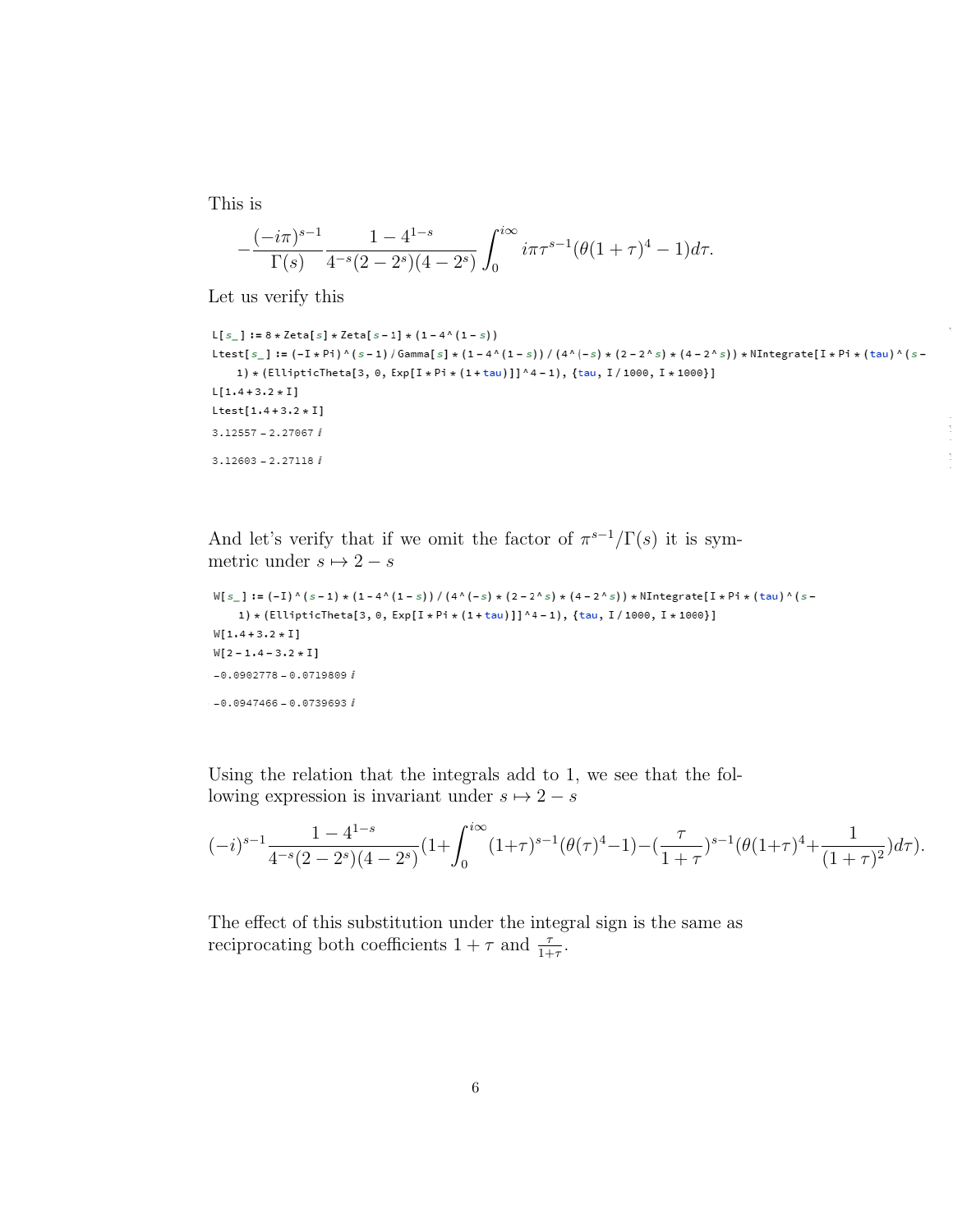This is

$$-\frac{(-i\pi)^{s-1}}{\Gamma(s)}\frac{1-4^{1-s}}{4^{-s}(2-2^s)(4-2^s)}\int_0^{i\infty} i\pi\tau^{s-1}(\theta(1+\tau)^4-1)d\tau.$$

Let us verify this

```
L[s_] := 8 * Zeta[s] * Zeta[s - 1] * (1 - 4^(1 - s))
Ltest[s_] := (-I * Pi)^(s - 1) / Gamma[s] * (1 - 4^(1 - s)) / (4^(-s) * (2 - 2^s) * (4 - 2^s)) * NIntegrate[I * Pi * (tau)^(s -
    1) * (EllipticTheta[3, 0, Exp[I * Pi * (1 + tau)]]^4 - 1), {tau, I / 1000, I * 1000}]
L[1.4 + 3.2 * I]
Ltest[1.4 + 3.2 * I]
3.12557 - 2.27067 i
3.12603 - 2.27118 i
```

And let's verify that if we omit the factor of $\pi^{s-1}/\Gamma(s)$ it is symmetric under $s \mapsto 2-s$

```
W[s_] := (-I)^(s - 1) * (1 - 4^(1 - s)) / (4^(-s) * (2 - 2^s) * (4 - 2^s)) * NIntegrate[I * Pi * (tau)^(s -
    1) * (EllipticTheta[3, 0, Exp[I * Pi * (1 + tau)]]^4 - 1), {tau, I / 1000, I * 1000}]
W[1.4 + 3.2 * I]
W[2 - 1.4 - 3.2 * I]
-0.0902778 - 0.0719809 i
-0.0947466 - 0.0739693 i
```

Using the relation that the integrals add to 1, we see that the following expression is invariant under $s \mapsto 2-s$

$$(-i)^{s-1}\frac{1-4^{1-s}}{4^{-s}(2-2^s)(4-2^s)}(1+\int_0^{i\infty}(1+\tau)^{s-1}(\theta(\tau)^4-1)-(\frac{\tau}{1+\tau})^{s-1}(\theta(1+\tau)^4+\frac{1}{(1+\tau)^2})d\tau).$$

The effect of this substitution under the integral sign is the same as reciprocating both coefficients $1+\tau$ and $\frac{\tau}{1+\tau}$.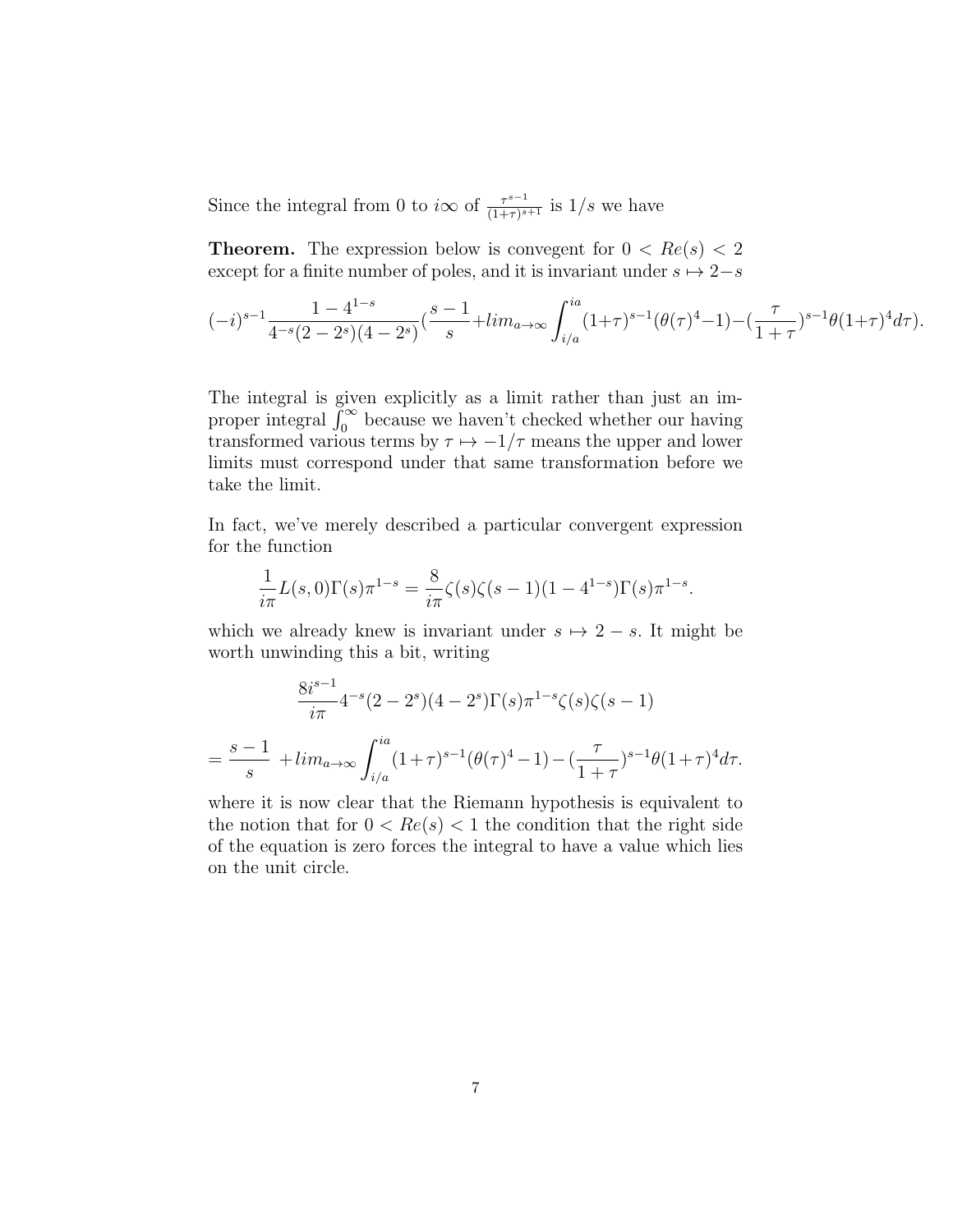Since the integral from 0 to $i\infty$ of $\frac{\tau^{s-1}}{(1+\tau)^{s+1}}$ is $1/s$ we have

**Theorem.** The expression below is convegent for $0 < Re(s) < 2$ except for a finite number of poles, and it is invariant under $s \mapsto 2-s$

$$(-i)^{s-1}\frac{1-4^{1-s}}{4^{-s}(2-2^s)(4-2^s)}\left(\frac{s-1}{s}+lim_{a\to\infty}\int_{i/a}^{ia}(1+\tau)^{s-1}(\theta(\tau)^4-1)-\left(\frac{\tau}{1+\tau}\right)^{s-1}\theta(1+\tau)^4 d\tau\right).$$

The integral is given explicitly as a limit rather than just an improper integral $\int_0^\infty$ because we haven't checked whether our having transformed various terms by $\tau \mapsto -1/\tau$ means the upper and lower limits must correspond under that same transformation before we take the limit.

In fact, we've merely described a particular convergent expression for the function

$$\frac{1}{i\pi}L(s,0)\Gamma(s)\pi^{1-s} = \frac{8}{i\pi}\zeta(s)\zeta(s-1)(1-4^{1-s})\Gamma(s)\pi^{1-s}.$$

which we already knew is invariant under $s \mapsto 2-s$. It might be worth unwinding this a bit, writing

$$\frac{8i^{s-1}}{i\pi}4^{-s}(2-2^s)(4-2^s)\Gamma(s)\pi^{1-s}\zeta(s)\zeta(s-1)$$

$$= \frac{s-1}{s} + lim_{a\to\infty}\int_{i/a}^{ia}(1+\tau)^{s-1}(\theta(\tau)^4-1)-\left(\frac{\tau}{1+\tau}\right)^{s-1}\theta(1+\tau)^4 d\tau.$$

where it is now clear that the Riemann hypothesis is equivalent to the notion that for $0 < Re(s) < 1$ the condition that the right side of the equation is zero forces the integral to have a value which lies on the unit circle.